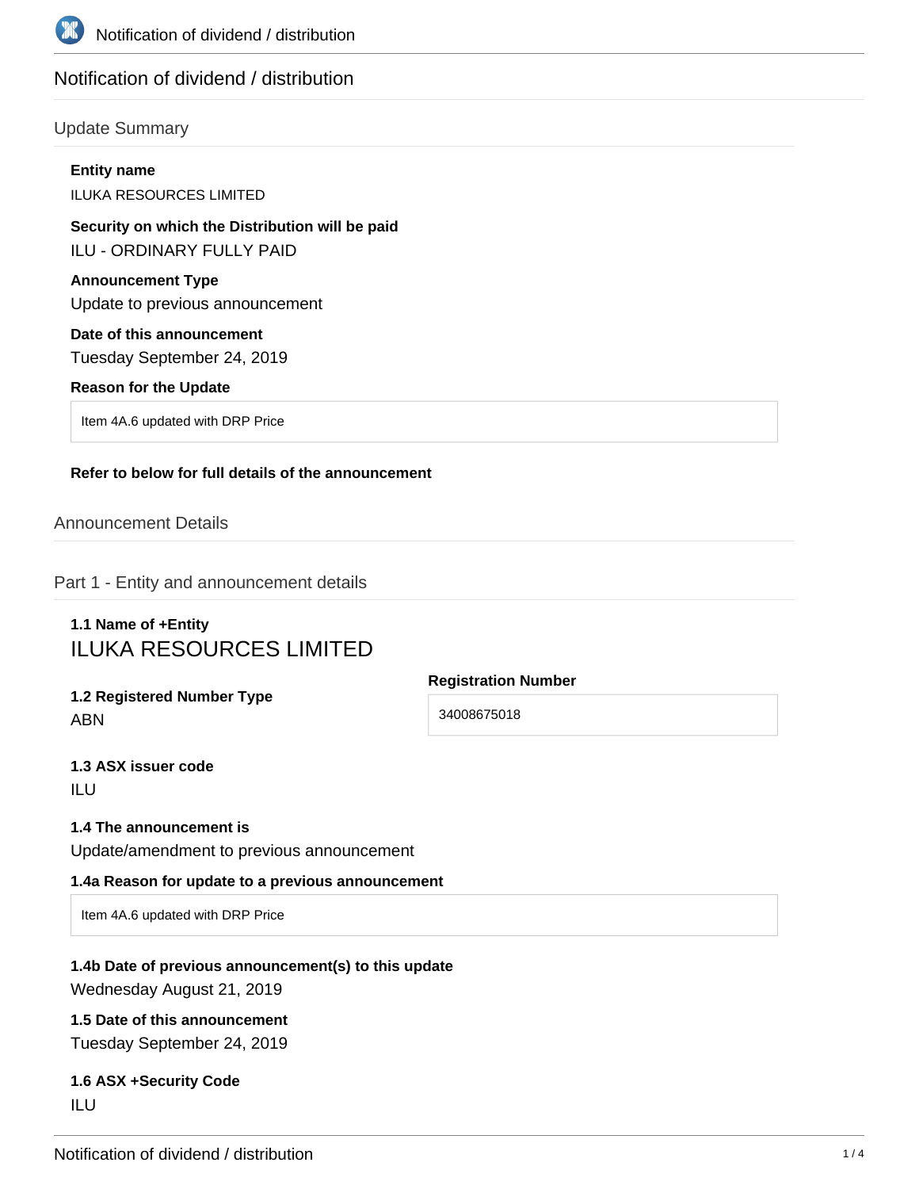# Notification of dividend / distribution

## Update Summary

**Entity name**

ILUKA RESOURCES LIMITED

**Security on which the Distribution will be paid**

ILU - ORDINARY FULLY PAID

**Announcement Type**

Update to previous announcement

**Date of this announcement**

Tuesday September 24, 2019

**Reason for the Update**

Item 4A.6 updated with DRP Price

**Refer to below for full details of the announcement**

## Announcement Details

## Part 1 - Entity and announcement details

**1.1 Name of +Entity**

ILUKA RESOURCES LIMITED

**1.2 Registered Number Type**

ABN

**Registration Number**

34008675018

**1.3 ASX issuer code**

ILU

**1.4 The announcement is**

Update/amendment to previous announcement

**1.4a Reason for update to a previous announcement**

Item 4A.6 updated with DRP Price

**1.4b Date of previous announcement(s) to this update**

Wednesday August 21, 2019

**1.5 Date of this announcement**

Tuesday September 24, 2019

**1.6 ASX +Security Code**

ILU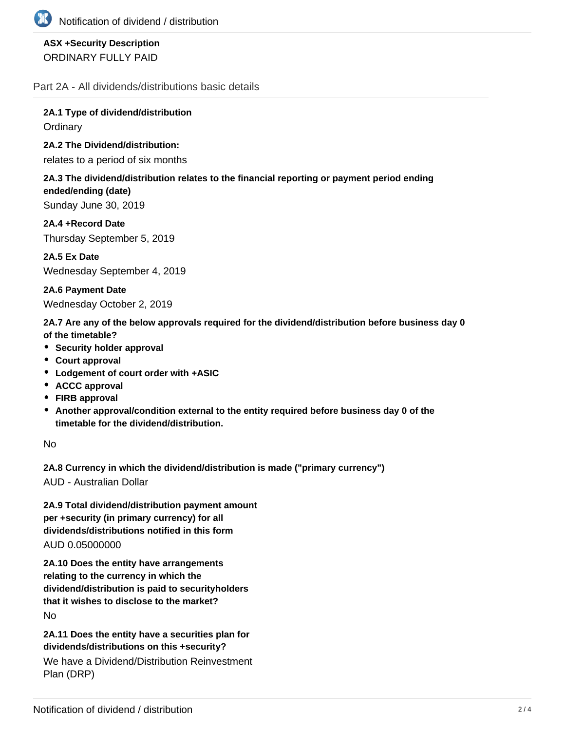**ASX +Security Description**

ORDINARY FULLY PAID

## Part 2A - All dividends/distributions basic details

**2A.1 Type of dividend/distribution**

Ordinary

**2A.2 The Dividend/distribution:**

relates to a period of six months

**2A.3 The dividend/distribution relates to the financial reporting or payment period ending ended/ending (date)**

Sunday June 30, 2019

**2A.4 +Record Date**

Thursday September 5, 2019

**2A.5 Ex Date**

Wednesday September 4, 2019

**2A.6 Payment Date**

Wednesday October 2, 2019

**2A.7 Are any of the below approvals required for the dividend/distribution before business day 0 of the timetable?**

- **Security holder approval**
- **Court approval**
- **Lodgement of court order with +ASIC**
- **ACCC approval**
- **FIRB approval**
- **Another approval/condition external to the entity required before business day 0 of the timetable for the dividend/distribution.**

No

**2A.8 Currency in which the dividend/distribution is made ("primary currency")**

AUD - Australian Dollar

**2A.9 Total dividend/distribution payment amount per +security (in primary currency) for all dividends/distributions notified in this form**

AUD 0.05000000

**2A.10 Does the entity have arrangements relating to the currency in which the dividend/distribution is paid to securityholders that it wishes to disclose to the market?**

No

**2A.11 Does the entity have a securities plan for dividends/distributions on this +security?**

We have a Dividend/Distribution Reinvestment Plan (DRP)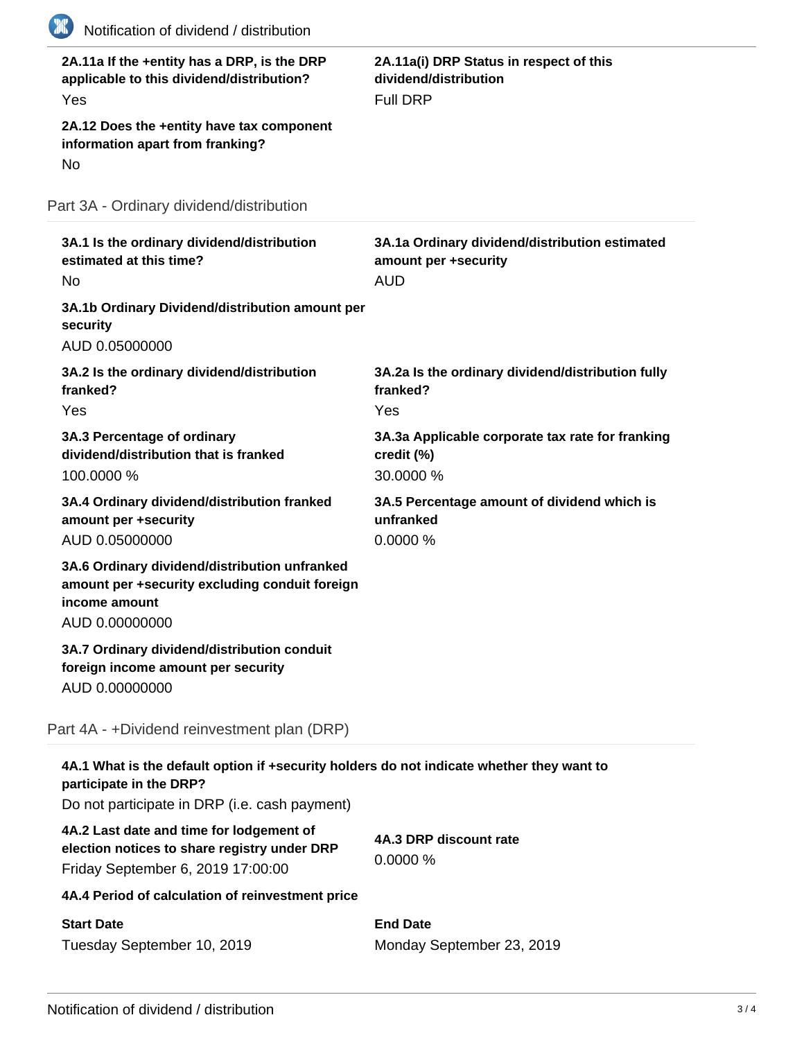**2A.11a If the +entity has a DRP, is the DRP applicable to this dividend/distribution?**
Yes

**2A.11a(i) DRP Status in respect of this dividend/distribution**
Full DRP

**2A.12 Does the +entity have tax component information apart from franking?**
No

## Part 3A - Ordinary dividend/distribution

**3A.1 Is the ordinary dividend/distribution estimated at this time?**
No

**3A.1a Ordinary dividend/distribution estimated amount per +security**
AUD

**3A.1b Ordinary Dividend/distribution amount per security**
AUD 0.05000000

**3A.2 Is the ordinary dividend/distribution franked?**
Yes

**3A.2a Is the ordinary dividend/distribution fully franked?**
Yes

**3A.3 Percentage of ordinary dividend/distribution that is franked**
100.0000 %

**3A.3a Applicable corporate tax rate for franking credit (%)**
30.0000 %

**3A.4 Ordinary dividend/distribution franked amount per +security**
AUD 0.05000000

**3A.5 Percentage amount of dividend which is unfranked**
0.0000 %

**3A.6 Ordinary dividend/distribution unfranked amount per +security excluding conduit foreign income amount**
AUD 0.00000000

**3A.7 Ordinary dividend/distribution conduit foreign income amount per security**
AUD 0.00000000

## Part 4A - +Dividend reinvestment plan (DRP)

**4A.1 What is the default option if +security holders do not indicate whether they want to participate in the DRP?**
Do not participate in DRP (i.e. cash payment)

**4A.2 Last date and time for lodgement of election notices to share registry under DRP**
Friday September 6, 2019 17:00:00

**4A.3 DRP discount rate**
0.0000 %

**4A.4 Period of calculation of reinvestment price**

| Start Date | End Date |
|---|---|
| Tuesday September 10, 2019 | Monday September 23, 2019 |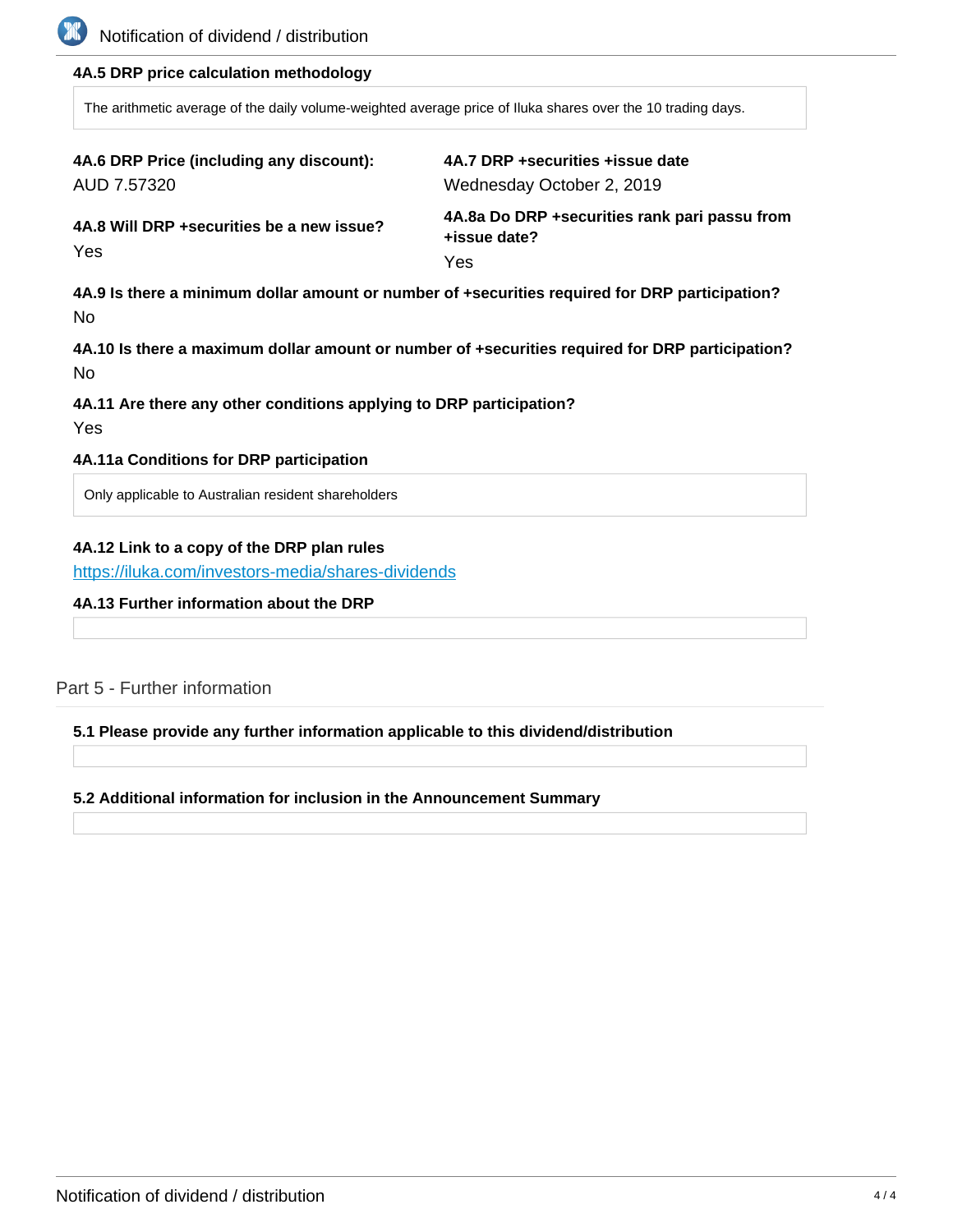#### 4A.5 DRP price calculation methodology

The arithmetic average of the daily volume-weighted average price of Iluka shares over the 10 trading days.

#### 4A.6 DRP Price (including any discount):

AUD 7.57320

#### 4A.7 DRP +securities +issue date

Wednesday October 2, 2019

#### 4A.8 Will DRP +securities be a new issue?

Yes

#### 4A.8a Do DRP +securities rank pari passu from +issue date?

Yes

#### 4A.9 Is there a minimum dollar amount or number of +securities required for DRP participation?

No

#### 4A.10 Is there a maximum dollar amount or number of +securities required for DRP participation?

No

#### 4A.11 Are there any other conditions applying to DRP participation?

Yes

#### 4A.11a Conditions for DRP participation

Only applicable to Australian resident shareholders

#### 4A.12 Link to a copy of the DRP plan rules

https://iluka.com/investors-media/shares-dividends

#### 4A.13 Further information about the DRP

## Part 5 - Further information

#### 5.1 Please provide any further information applicable to this dividend/distribution

#### 5.2 Additional information for inclusion in the Announcement Summary